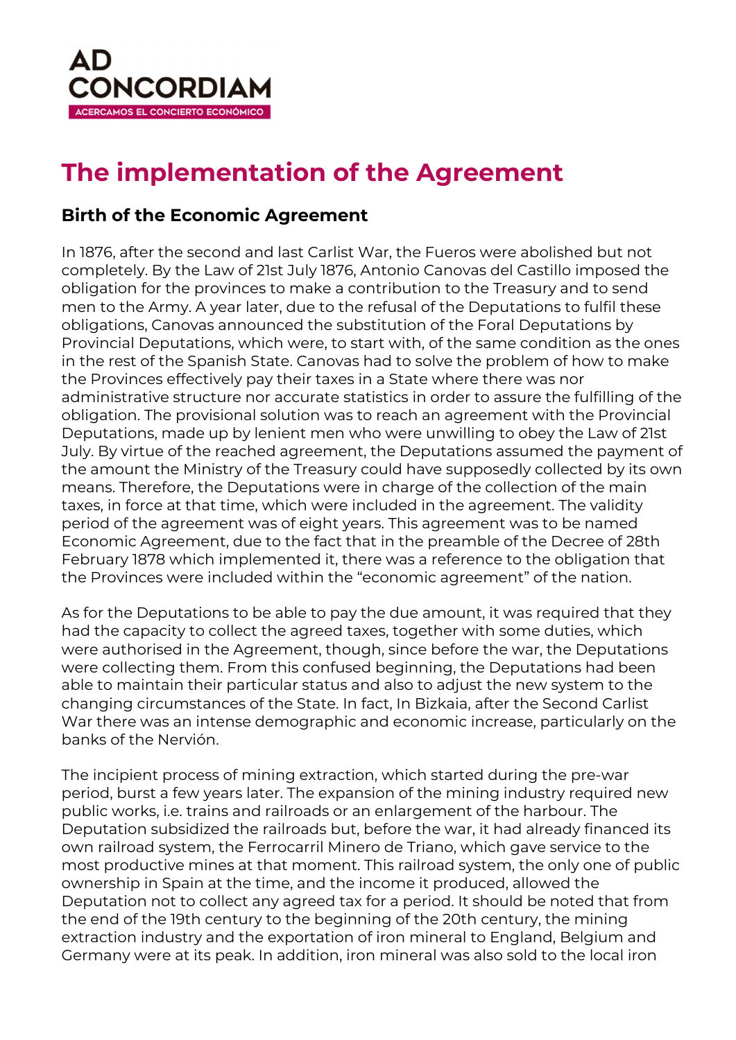AD CONCORDIAM

ACERCAMOS EL CONCIERTO ECONÓMICO

# The implementation of the Agreement

## Birth of the Economic Agreement

In 1876, after the second and last Carlist War, the Fueros were abolished but not completely. By the Law of 21st July 1876, Antonio Canovas del Castillo imposed the obligation for the provinces to make a contribution to the Treasury and to send men to the Army. A year later, due to the refusal of the Deputations to fulfil these obligations, Canovas announced the substitution of the Foral Deputations by Provincial Deputations, which were, to start with, of the same condition as the ones in the rest of the Spanish State. Canovas had to solve the problem of how to make the Provinces effectively pay their taxes in a State where there was nor administrative structure nor accurate statistics in order to assure the fulfilling of the obligation. The provisional solution was to reach an agreement with the Provincial Deputations, made up by lenient men who were unwilling to obey the Law of 21st July. By virtue of the reached agreement, the Deputations assumed the payment of the amount the Ministry of the Treasury could have supposedly collected by its own means. Therefore, the Deputations were in charge of the collection of the main taxes, in force at that time, which were included in the agreement. The validity period of the agreement was of eight years. This agreement was to be named Economic Agreement, due to the fact that in the preamble of the Decree of 28th February 1878 which implemented it, there was a reference to the obligation that the Provinces were included within the "economic agreement" of the nation.

As for the Deputations to be able to pay the due amount, it was required that they had the capacity to collect the agreed taxes, together with some duties, which were authorised in the Agreement, though, since before the war, the Deputations were collecting them. From this confused beginning, the Deputations had been able to maintain their particular status and also to adjust the new system to the changing circumstances of the State. In fact, In Bizkaia, after the Second Carlist War there was an intense demographic and economic increase, particularly on the banks of the Nervión.

The incipient process of mining extraction, which started during the pre-war period, burst a few years later. The expansion of the mining industry required new public works, i.e. trains and railroads or an enlargement of the harbour. The Deputation subsidized the railroads but, before the war, it had already financed its own railroad system, the Ferrocarril Minero de Triano, which gave service to the most productive mines at that moment. This railroad system, the only one of public ownership in Spain at the time, and the income it produced, allowed the Deputation not to collect any agreed tax for a period. It should be noted that from the end of the 19th century to the beginning of the 20th century, the mining extraction industry and the exportation of iron mineral to England, Belgium and Germany were at its peak. In addition, iron mineral was also sold to the local iron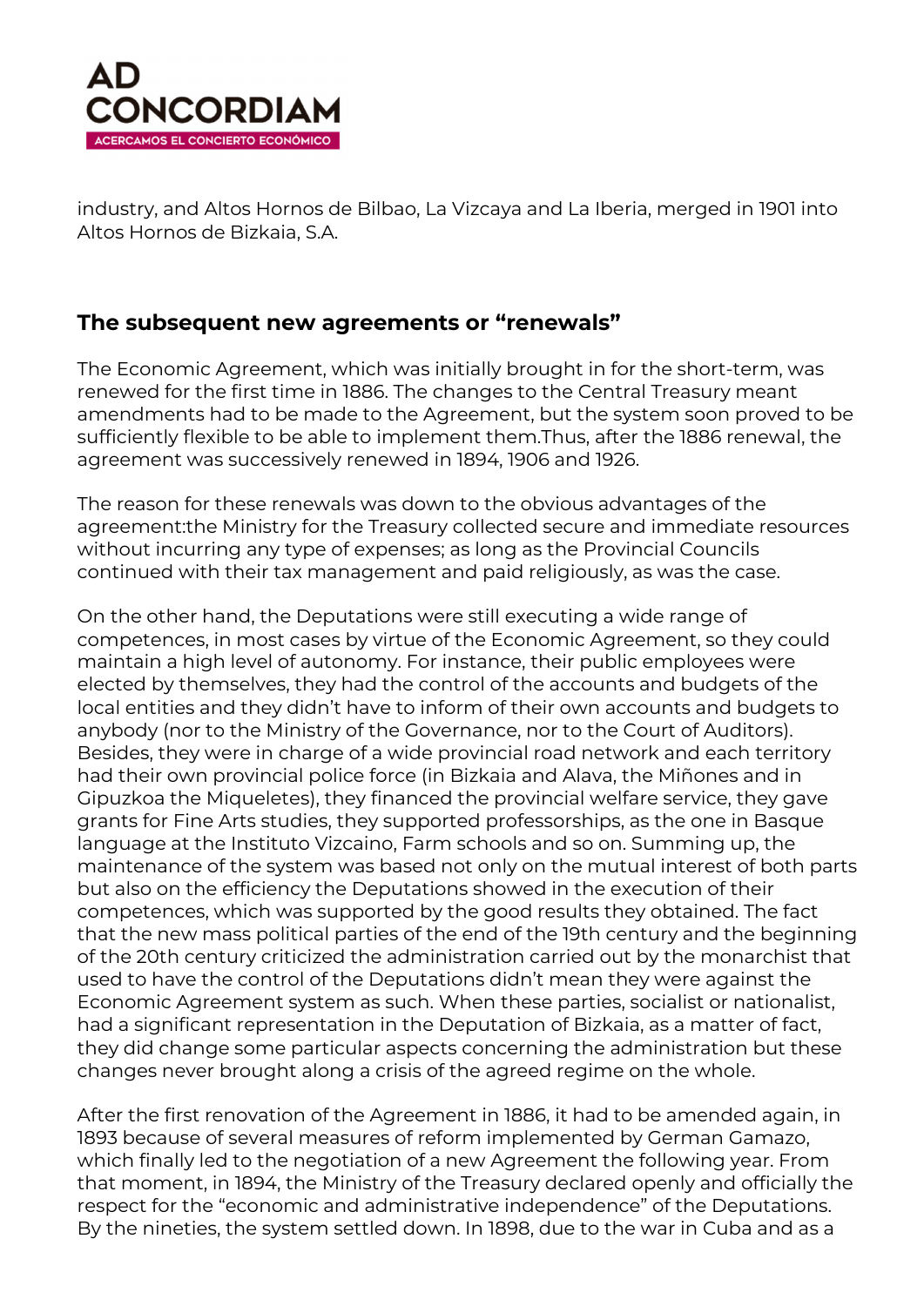industry, and Altos Hornos de Bilbao, La Vizcaya and La Iberia, merged in 1901 into Altos Hornos de Bizkaia, S.A.

## The subsequent new agreements or "renewals"

The Economic Agreement, which was initially brought in for the short-term, was renewed for the first time in 1886. The changes to the Central Treasury meant amendments had to be made to the Agreement, but the system soon proved to be sufficiently flexible to be able to implement them.Thus, after the 1886 renewal, the agreement was successively renewed in 1894, 1906 and 1926.

The reason for these renewals was down to the obvious advantages of the agreement:the Ministry for the Treasury collected secure and immediate resources without incurring any type of expenses; as long as the Provincial Councils continued with their tax management and paid religiously, as was the case.

On the other hand, the Deputations were still executing a wide range of competences, in most cases by virtue of the Economic Agreement, so they could maintain a high level of autonomy. For instance, their public employees were elected by themselves, they had the control of the accounts and budgets of the local entities and they didn't have to inform of their own accounts and budgets to anybody (nor to the Ministry of the Governance, nor to the Court of Auditors). Besides, they were in charge of a wide provincial road network and each territory had their own provincial police force (in Bizkaia and Alava, the Miñones and in Gipuzkoa the Miqueletes), they financed the provincial welfare service, they gave grants for Fine Arts studies, they supported professorships, as the one in Basque language at the Instituto Vizcaino, Farm schools and so on. Summing up, the maintenance of the system was based not only on the mutual interest of both parts but also on the efficiency the Deputations showed in the execution of their competences, which was supported by the good results they obtained. The fact that the new mass political parties of the end of the 19th century and the beginning of the 20th century criticized the administration carried out by the monarchist that used to have the control of the Deputations didn't mean they were against the Economic Agreement system as such. When these parties, socialist or nationalist, had a significant representation in the Deputation of Bizkaia, as a matter of fact, they did change some particular aspects concerning the administration but these changes never brought along a crisis of the agreed regime on the whole.

After the first renovation of the Agreement in 1886, it had to be amended again, in 1893 because of several measures of reform implemented by German Gamazo, which finally led to the negotiation of a new Agreement the following year. From that moment, in 1894, the Ministry of the Treasury declared openly and officially the respect for the "economic and administrative independence" of the Deputations. By the nineties, the system settled down. In 1898, due to the war in Cuba and as a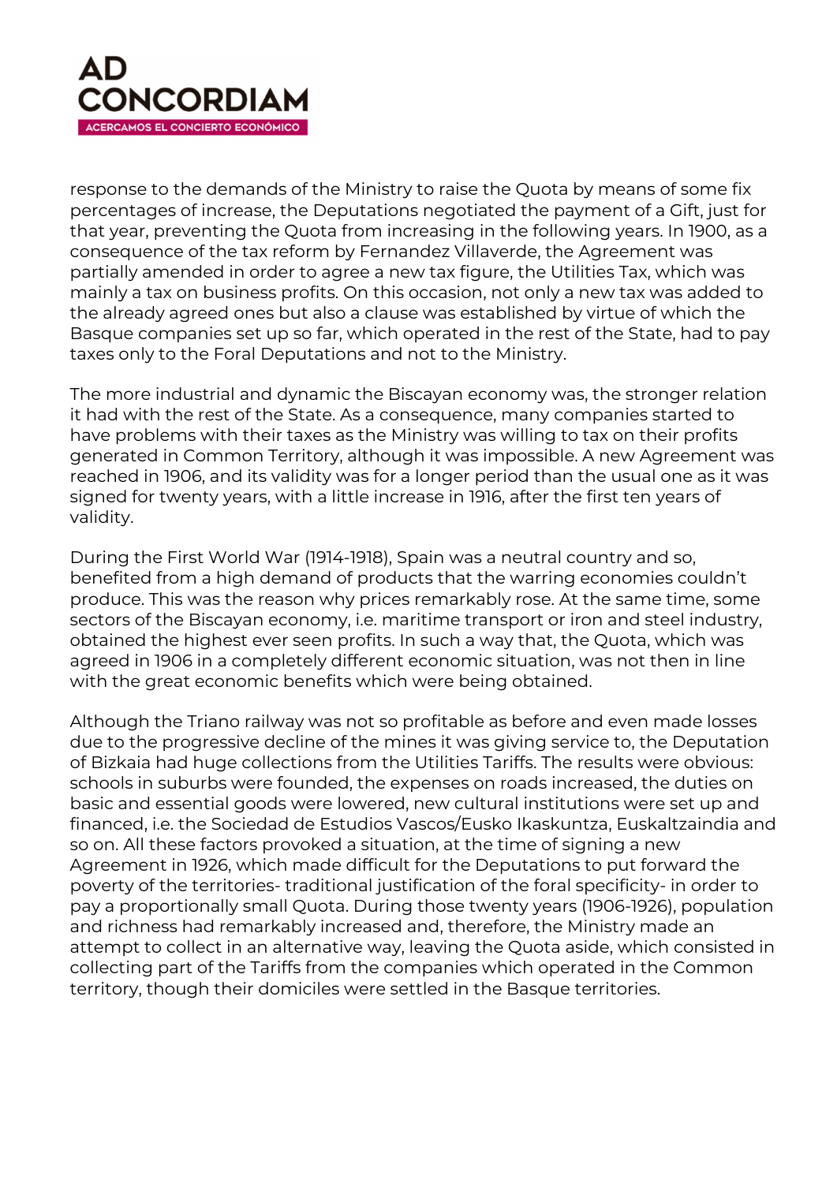response to the demands of the Ministry to raise the Quota by means of some fix percentages of increase, the Deputations negotiated the payment of a Gift, just for that year, preventing the Quota from increasing in the following years. In 1900, as a consequence of the tax reform by Fernandez Villaverde, the Agreement was partially amended in order to agree a new tax figure, the Utilities Tax, which was mainly a tax on business profits. On this occasion, not only a new tax was added to the already agreed ones but also a clause was established by virtue of which the Basque companies set up so far, which operated in the rest of the State, had to pay taxes only to the Foral Deputations and not to the Ministry.

The more industrial and dynamic the Biscayan economy was, the stronger relation it had with the rest of the State. As a consequence, many companies started to have problems with their taxes as the Ministry was willing to tax on their profits generated in Common Territory, although it was impossible. A new Agreement was reached in 1906, and its validity was for a longer period than the usual one as it was signed for twenty years, with a little increase in 1916, after the first ten years of validity.

During the First World War (1914-1918), Spain was a neutral country and so, benefited from a high demand of products that the warring economies couldn't produce. This was the reason why prices remarkably rose. At the same time, some sectors of the Biscayan economy, i.e. maritime transport or iron and steel industry, obtained the highest ever seen profits. In such a way that, the Quota, which was agreed in 1906 in a completely different economic situation, was not then in line with the great economic benefits which were being obtained.

Although the Triano railway was not so profitable as before and even made losses due to the progressive decline of the mines it was giving service to, the Deputation of Bizkaia had huge collections from the Utilities Tariffs. The results were obvious: schools in suburbs were founded, the expenses on roads increased, the duties on basic and essential goods were lowered, new cultural institutions were set up and financed, i.e. the Sociedad de Estudios Vascos/Eusko Ikaskuntza, Euskaltzaindia and so on. All these factors provoked a situation, at the time of signing a new Agreement in 1926, which made difficult for the Deputations to put forward the poverty of the territories- traditional justification of the foral specificity- in order to pay a proportionally small Quota. During those twenty years (1906-1926), population and richness had remarkably increased and, therefore, the Ministry made an attempt to collect in an alternative way, leaving the Quota aside, which consisted in collecting part of the Tariffs from the companies which operated in the Common territory, though their domiciles were settled in the Basque territories.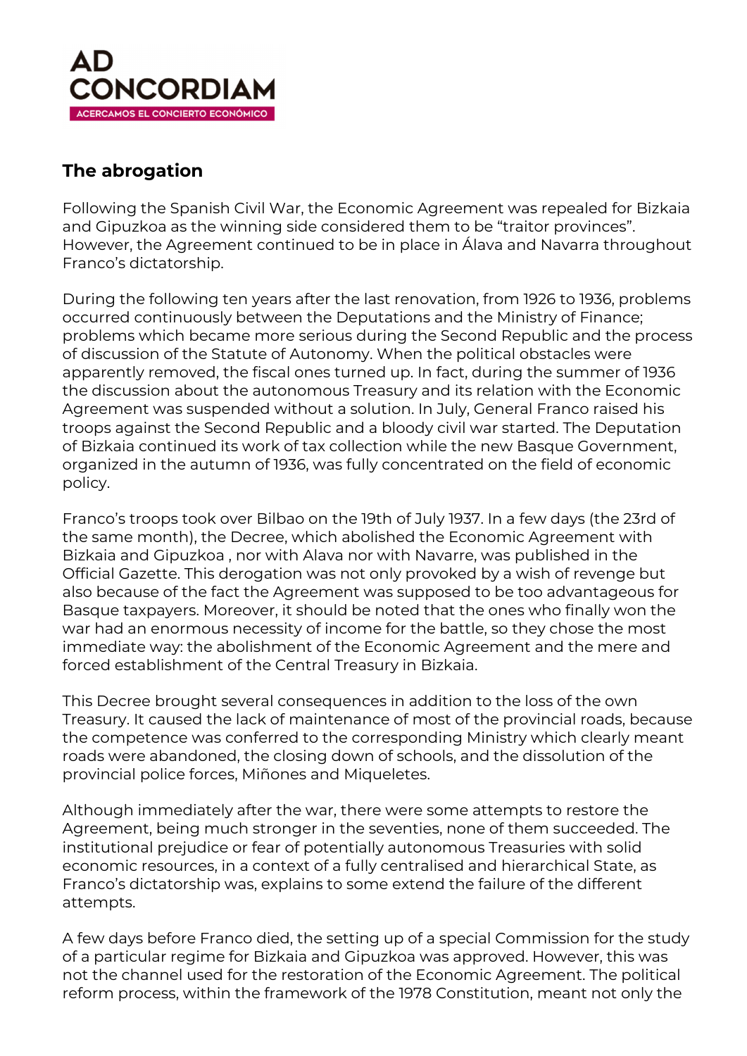## The abrogation

Following the Spanish Civil War, the Economic Agreement was repealed for Bizkaia and Gipuzkoa as the winning side considered them to be "traitor provinces". However, the Agreement continued to be in place in Álava and Navarra throughout Franco's dictatorship.

During the following ten years after the last renovation, from 1926 to 1936, problems occurred continuously between the Deputations and the Ministry of Finance; problems which became more serious during the Second Republic and the process of discussion of the Statute of Autonomy. When the political obstacles were apparently removed, the fiscal ones turned up. In fact, during the summer of 1936 the discussion about the autonomous Treasury and its relation with the Economic Agreement was suspended without a solution. In July, General Franco raised his troops against the Second Republic and a bloody civil war started. The Deputation of Bizkaia continued its work of tax collection while the new Basque Government, organized in the autumn of 1936, was fully concentrated on the field of economic policy.

Franco's troops took over Bilbao on the 19th of July 1937. In a few days (the 23rd of the same month), the Decree, which abolished the Economic Agreement with Bizkaia and Gipuzkoa , nor with Alava nor with Navarre, was published in the Official Gazette. This derogation was not only provoked by a wish of revenge but also because of the fact the Agreement was supposed to be too advantageous for Basque taxpayers. Moreover, it should be noted that the ones who finally won the war had an enormous necessity of income for the battle, so they chose the most immediate way: the abolishment of the Economic Agreement and the mere and forced establishment of the Central Treasury in Bizkaia.

This Decree brought several consequences in addition to the loss of the own Treasury. It caused the lack of maintenance of most of the provincial roads, because the competence was conferred to the corresponding Ministry which clearly meant roads were abandoned, the closing down of schools, and the dissolution of the provincial police forces, Miñones and Miqueletes.

Although immediately after the war, there were some attempts to restore the Agreement, being much stronger in the seventies, none of them succeeded. The institutional prejudice or fear of potentially autonomous Treasuries with solid economic resources, in a context of a fully centralised and hierarchical State, as Franco's dictatorship was, explains to some extend the failure of the different attempts.

A few days before Franco died, the setting up of a special Commission for the study of a particular regime for Bizkaia and Gipuzkoa was approved. However, this was not the channel used for the restoration of the Economic Agreement. The political reform process, within the framework of the 1978 Constitution, meant not only the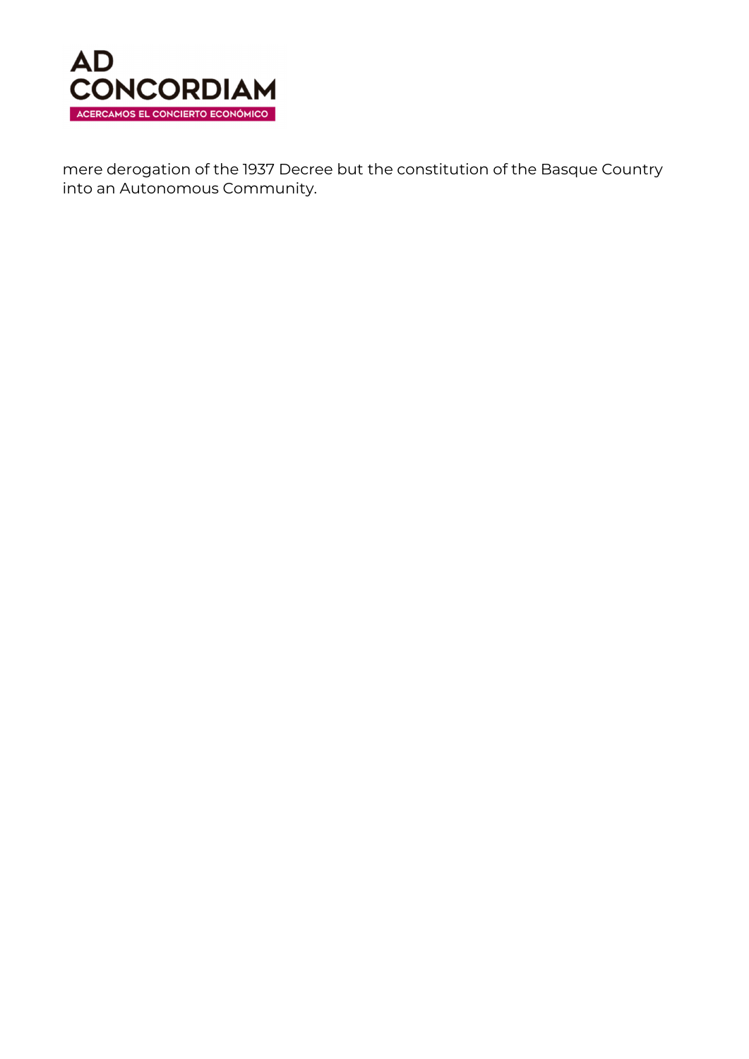mere derogation of the 1937 Decree but the constitution of the Basque Country into an Autonomous Community.